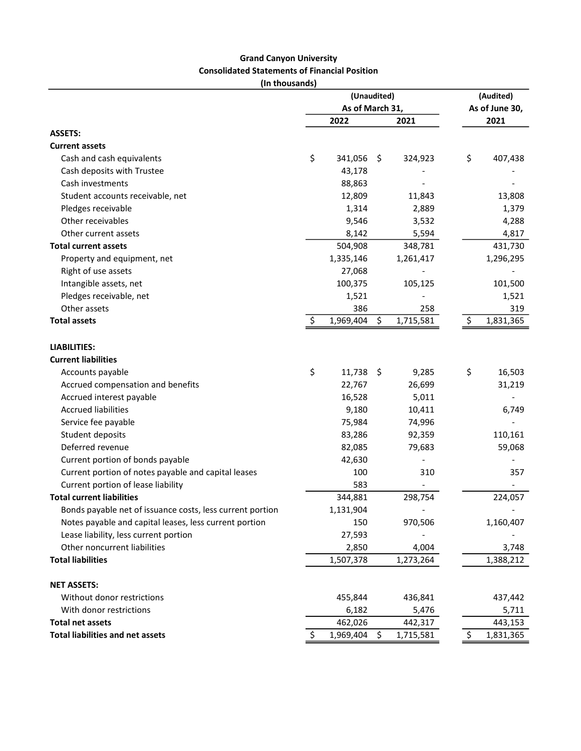**Grand Canyon University**
**Consolidated Statements of Financial Position**
**(In thousands)**

| | (Unaudited) As of March 31, 2022 | (Unaudited) As of March 31, 2021 | (Audited) As of June 30, 2021 |
|---|---|---|---|
| **ASSETS:** | | | |
| **Current assets** | | | |
| Cash and cash equivalents | $ 341,056 | $ 324,923 | $ 407,438 |
| Cash deposits with Trustee | 43,178 | - | - |
| Cash investments | 88,863 | - | - |
| Student accounts receivable, net | 12,809 | 11,843 | 13,808 |
| Pledges receivable | 1,314 | 2,889 | 1,379 |
| Other receivables | 9,546 | 3,532 | 4,288 |
| Other current assets | 8,142 | 5,594 | 4,817 |
| **Total current assets** | 504,908 | 348,781 | 431,730 |
| Property and equipment, net | 1,335,146 | 1,261,417 | 1,296,295 |
| Right of use assets | 27,068 | - | - |
| Intangible assets, net | 100,375 | 105,125 | 101,500 |
| Pledges receivable, net | 1,521 | - | 1,521 |
| Other assets | 386 | 258 | 319 |
| **Total assets** | $ 1,969,404 | $ 1,715,581 | $ 1,831,365 |
| | | | |
| **LIABILITIES:** | | | |
| **Current liabilities** | | | |
| Accounts payable | $ 11,738 | $ 9,285 | $ 16,503 |
| Accrued compensation and benefits | 22,767 | 26,699 | 31,219 |
| Accrued interest payable | 16,528 | 5,011 | - |
| Accrued liabilities | 9,180 | 10,411 | 6,749 |
| Service fee payable | 75,984 | 74,996 | - |
| Student deposits | 83,286 | 92,359 | 110,161 |
| Deferred revenue | 82,085 | 79,683 | 59,068 |
| Current portion of bonds payable | 42,630 | - | - |
| Current portion of notes payable and capital leases | 100 | 310 | 357 |
| Current portion of lease liability | 583 | - | - |
| **Total current liabilities** | 344,881 | 298,754 | 224,057 |
| Bonds payable net of issuance costs, less current portion | 1,131,904 | - | - |
| Notes payable and capital leases, less current portion | 150 | 970,506 | 1,160,407 |
| Lease liability, less current portion | 27,593 | - | - |
| Other noncurrent liabilities | 2,850 | 4,004 | 3,748 |
| **Total liabilities** | 1,507,378 | 1,273,264 | 1,388,212 |
| | | | |
| **NET ASSETS:** | | | |
| Without donor restrictions | 455,844 | 436,841 | 437,442 |
| With donor restrictions | 6,182 | 5,476 | 5,711 |
| **Total net assets** | 462,026 | 442,317 | 443,153 |
| **Total liabilities and net assets** | $ 1,969,404 | $ 1,715,581 | $ 1,831,365 |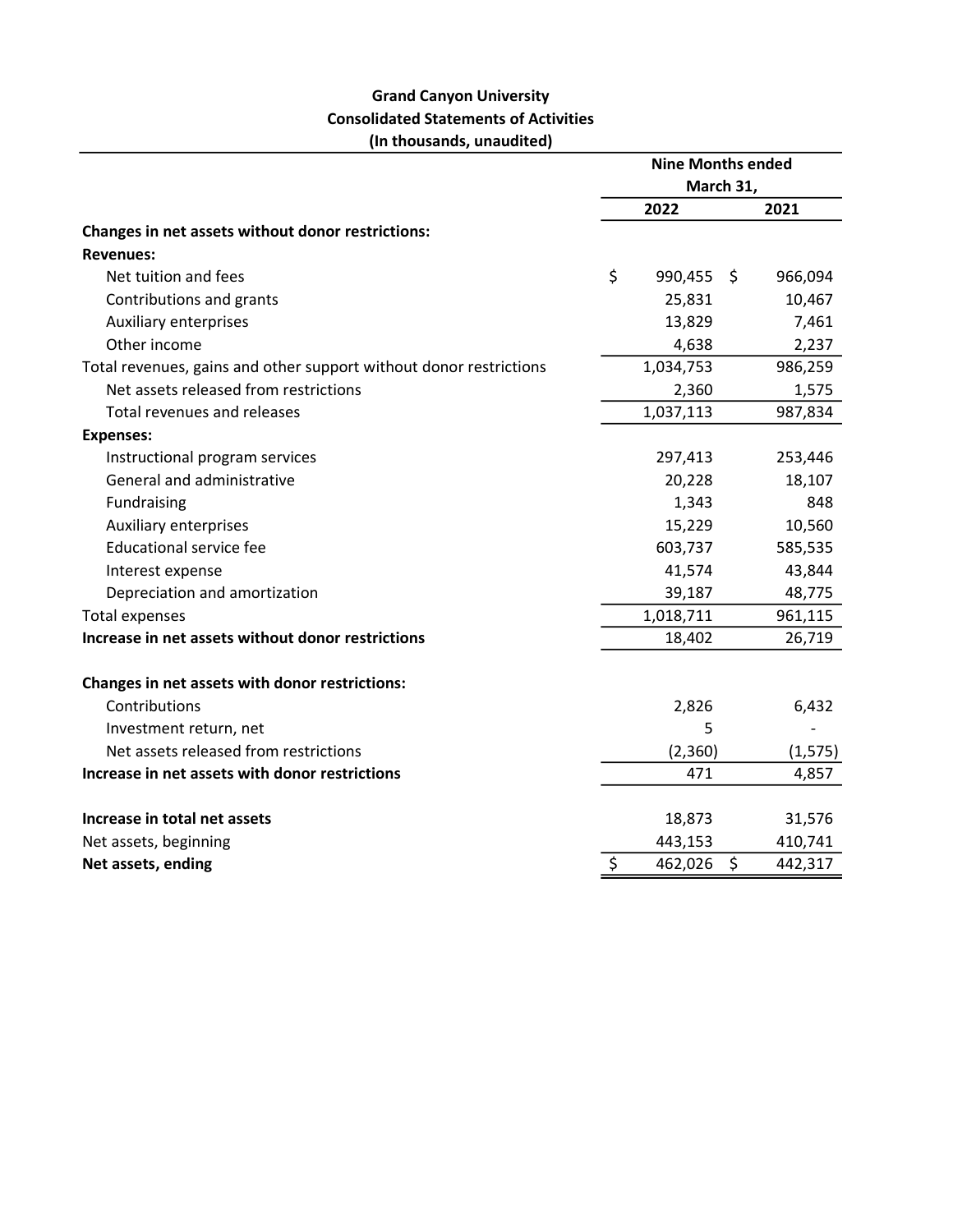**Grand Canyon University**
**Consolidated Statements of Activities**
**(In thousands, unaudited)**

| | Nine Months ended March 31, | |
|---|---|---|
| | 2022 | 2021 |
| **Changes in net assets without donor restrictions:** | | |
| **Revenues:** | | |
| Net tuition and fees | $ 990,455 | $ 966,094 |
| Contributions and grants | 25,831 | 10,467 |
| Auxiliary enterprises | 13,829 | 7,461 |
| Other income | 4,638 | 2,237 |
| Total revenues, gains and other support without donor restrictions | 1,034,753 | 986,259 |
| Net assets released from restrictions | 2,360 | 1,575 |
| Total revenues and releases | 1,037,113 | 987,834 |
| **Expenses:** | | |
| Instructional program services | 297,413 | 253,446 |
| General and administrative | 20,228 | 18,107 |
| Fundraising | 1,343 | 848 |
| Auxiliary enterprises | 15,229 | 10,560 |
| Educational service fee | 603,737 | 585,535 |
| Interest expense | 41,574 | 43,844 |
| Depreciation and amortization | 39,187 | 48,775 |
| Total expenses | 1,018,711 | 961,115 |
| **Increase in net assets without donor restrictions** | 18,402 | 26,719 |
| | | |
| **Changes in net assets with donor restrictions:** | | |
| Contributions | 2,826 | 6,432 |
| Investment return, net | 5 | - |
| Net assets released from restrictions | (2,360) | (1,575) |
| **Increase in net assets with donor restrictions** | 471 | 4,857 |
| | | |
| **Increase in total net assets** | 18,873 | 31,576 |
| Net assets, beginning | 443,153 | 410,741 |
| **Net assets, ending** | $ 462,026 | $ 442,317 |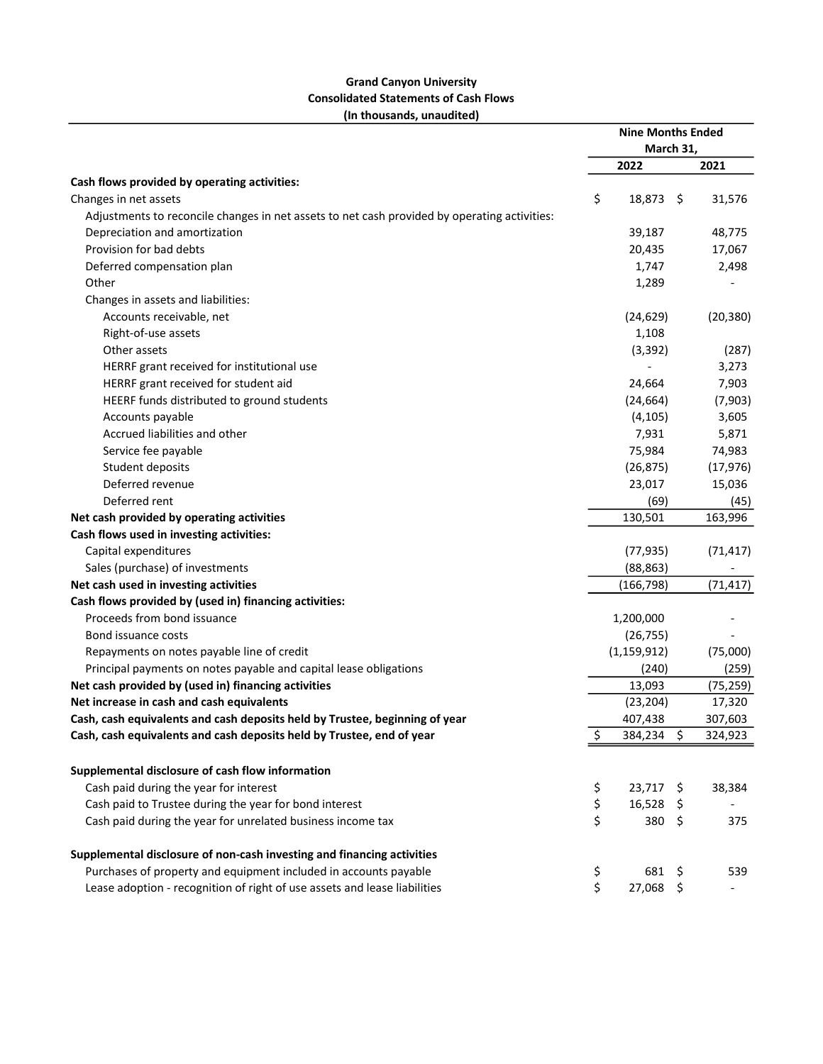**Grand Canyon University**
**Consolidated Statements of Cash Flows**
**(In thousands, unaudited)**

| | Nine Months Ended March 31, 2022 | Nine Months Ended March 31, 2021 |
|---|---|---|
| **Cash flows provided by operating activities:** | | |
| Changes in net assets | $ 18,873 | $ 31,576 |
| Adjustments to reconcile changes in net assets to net cash provided by operating activities: | | |
| Depreciation and amortization | 39,187 | 48,775 |
| Provision for bad debts | 20,435 | 17,067 |
| Deferred compensation plan | 1,747 | 2,498 |
| Other | 1,289 | - |
| Changes in assets and liabilities: | | |
| Accounts receivable, net | (24,629) | (20,380) |
| Right-of-use assets | 1,108 | |
| Other assets | (3,392) | (287) |
| HERRF grant received for institutional use | - | 3,273 |
| HERRF grant received for student aid | 24,664 | 7,903 |
| HEERF funds distributed to ground students | (24,664) | (7,903) |
| Accounts payable | (4,105) | 3,605 |
| Accrued liabilities and other | 7,931 | 5,871 |
| Service fee payable | 75,984 | 74,983 |
| Student deposits | (26,875) | (17,976) |
| Deferred revenue | 23,017 | 15,036 |
| Deferred rent | (69) | (45) |
| **Net cash provided by operating activities** | 130,501 | 163,996 |
| **Cash flows used in investing activities:** | | |
| Capital expenditures | (77,935) | (71,417) |
| Sales (purchase) of investments | (88,863) | - |
| **Net cash used in investing activities** | (166,798) | (71,417) |
| **Cash flows provided by (used in) financing activities:** | | |
| Proceeds from bond issuance | 1,200,000 | - |
| Bond issuance costs | (26,755) | - |
| Repayments on notes payable line of credit | (1,159,912) | (75,000) |
| Principal payments on notes payable and capital lease obligations | (240) | (259) |
| **Net cash provided by (used in) financing activities** | 13,093 | (75,259) |
| **Net increase in cash and cash equivalents** | (23,204) | 17,320 |
| **Cash, cash equivalents and cash deposits held by Trustee, beginning of year** | 407,438 | 307,603 |
| **Cash, cash equivalents and cash deposits held by Trustee, end of year** | $ 384,234 | $ 324,923 |
| | | |
| **Supplemental disclosure of cash flow information** | | |
| Cash paid during the year for interest | $ 23,717 | $ 38,384 |
| Cash paid to Trustee during the year for bond interest | $ 16,528 | $ - |
| Cash paid during the year for unrelated business income tax | $ 380 | $ 375 |
| | | |
| **Supplemental disclosure of non-cash investing and financing activities** | | |
| Purchases of property and equipment included in accounts payable | $ 681 | $ 539 |
| Lease adoption - recognition of right of use assets and lease liabilities | $ 27,068 | $ - |